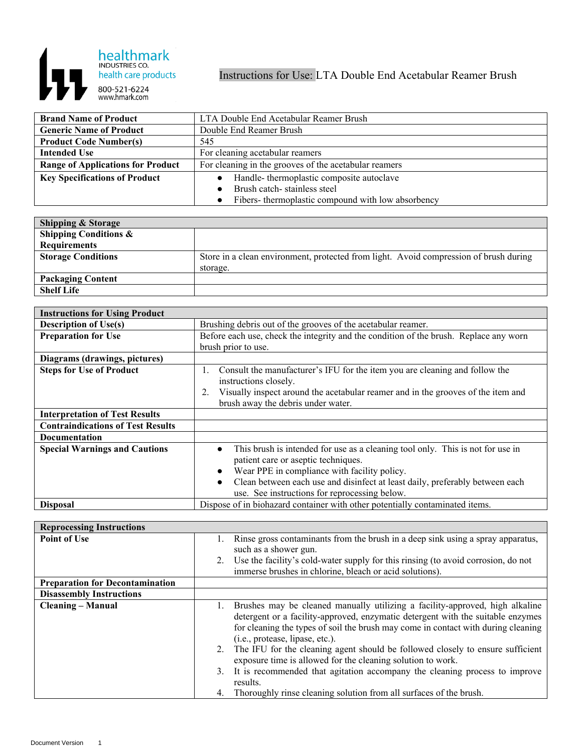healthmark INDUSTRIES CO.
health care products
800-521-6224
www.hmark.com

# Instructions for Use: LTA Double End Acetabular Reamer Brush

| | |
|---|---|
| **Brand Name of Product** | LTA Double End Acetabular Reamer Brush |
| **Generic Name of Product** | Double End Reamer Brush |
| **Product Code Number(s)** | 545 |
| **Intended Use** | For cleaning acetabular reamers |
| **Range of Applications for Product** | For cleaning in the grooves of the acetabular reamers |
| **Key Specifications of Product** | • Handle- thermoplastic composite autoclave<br>• Brush catch- stainless steel<br>• Fibers- thermoplastic compound with low absorbency |

| **Shipping & Storage** | |
|---|---|
| **Shipping Conditions & Requirements** | |
| **Storage Conditions** | Store in a clean environment, protected from light. Avoid compression of brush during storage. |
| **Packaging Content** | |
| **Shelf Life** | |

| **Instructions for Using Product** | |
|---|---|
| **Description of Use(s)** | Brushing debris out of the grooves of the acetabular reamer. |
| **Preparation for Use** | Before each use, check the integrity and the condition of the brush. Replace any worn brush prior to use. |
| **Diagrams (drawings, pictures)** | |
| **Steps for Use of Product** | 1. Consult the manufacturer's IFU for the item you are cleaning and follow the instructions closely.<br>2. Visually inspect around the acetabular reamer and in the grooves of the item and brush away the debris under water. |
| **Interpretation of Test Results** | |
| **Contraindications of Test Results** | |
| **Documentation** | |
| **Special Warnings and Cautions** | • This brush is intended for use as a cleaning tool only. This is not for use in patient care or aseptic techniques.<br>• Wear PPE in compliance with facility policy.<br>• Clean between each use and disinfect at least daily, preferably between each use. See instructions for reprocessing below. |
| **Disposal** | Dispose of in biohazard container with other potentially contaminated items. |

| **Reprocessing Instructions** | |
|---|---|
| **Point of Use** | 1. Rinse gross contaminants from the brush in a deep sink using a spray apparatus, such as a shower gun.<br>2. Use the facility's cold-water supply for this rinsing (to avoid corrosion, do not immerse brushes in chlorine, bleach or acid solutions). |
| **Preparation for Decontamination** | |
| **Disassembly Instructions** | |
| **Cleaning – Manual** | 1. Brushes may be cleaned manually utilizing a facility-approved, high alkaline detergent or a facility-approved, enzymatic detergent with the suitable enzymes for cleaning the types of soil the brush may come in contact with during cleaning (i.e., protease, lipase, etc.).<br>2. The IFU for the cleaning agent should be followed closely to ensure sufficient exposure time is allowed for the cleaning solution to work.<br>3. It is recommended that agitation accompany the cleaning process to improve results.<br>4. Thoroughly rinse cleaning solution from all surfaces of the brush. |

Document Version 1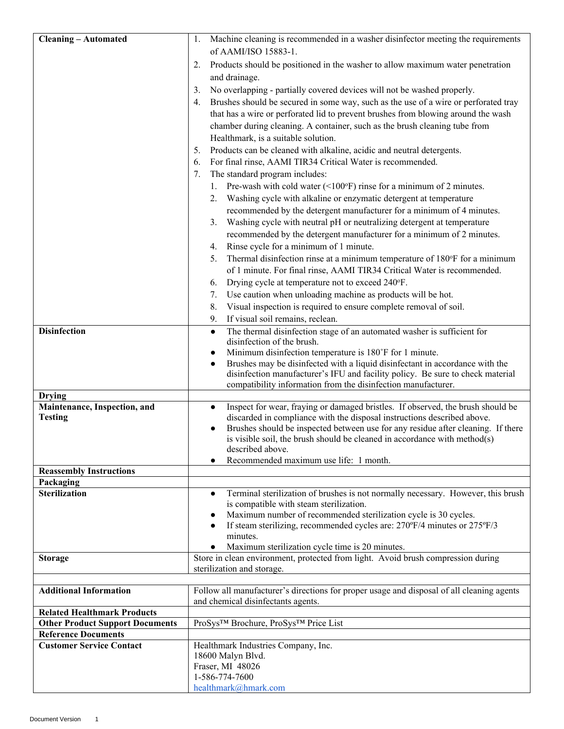| | |
|---|---|
| **Cleaning – Automated** | 1. Machine cleaning is recommended in a washer disinfector meeting the requirements of AAMI/ISO 15883-1.<br>2. Products should be positioned in the washer to allow maximum water penetration and drainage.<br>3. No overlapping - partially covered devices will not be washed properly.<br>4. Brushes should be secured in some way, such as the use of a wire or perforated tray that has a wire or perforated lid to prevent brushes from blowing around the wash chamber during cleaning. A container, such as the brush cleaning tube from Healthmark, is a suitable solution.<br>5. Products can be cleaned with alkaline, acidic and neutral detergents.<br>6. For final rinse, AAMI TIR34 Critical Water is recommended.<br>7. The standard program includes:<br>&nbsp;&nbsp;&nbsp;&nbsp;1. Pre-wash with cold water (<100ºF) rinse for a minimum of 2 minutes.<br>&nbsp;&nbsp;&nbsp;&nbsp;2. Washing cycle with alkaline or enzymatic detergent at temperature recommended by the detergent manufacturer for a minimum of 4 minutes.<br>&nbsp;&nbsp;&nbsp;&nbsp;3. Washing cycle with neutral pH or neutralizing detergent at temperature recommended by the detergent manufacturer for a minimum of 2 minutes.<br>&nbsp;&nbsp;&nbsp;&nbsp;4. Rinse cycle for a minimum of 1 minute.<br>&nbsp;&nbsp;&nbsp;&nbsp;5. Thermal disinfection rinse at a minimum temperature of 180ºF for a minimum of 1 minute. For final rinse, AAMI TIR34 Critical Water is recommended.<br>&nbsp;&nbsp;&nbsp;&nbsp;6. Drying cycle at temperature not to exceed 240ºF.<br>&nbsp;&nbsp;&nbsp;&nbsp;7. Use caution when unloading machine as products will be hot.<br>&nbsp;&nbsp;&nbsp;&nbsp;8. Visual inspection is required to ensure complete removal of soil.<br>&nbsp;&nbsp;&nbsp;&nbsp;9. If visual soil remains, reclean. |
| **Disinfection** | ● The thermal disinfection stage of an automated washer is sufficient for disinfection of the brush.<br>● Minimum disinfection temperature is 180˚F for 1 minute.<br>● Brushes may be disinfected with a liquid disinfectant in accordance with the disinfection manufacturer's IFU and facility policy. Be sure to check material compatibility information from the disinfection manufacturer. |
| **Drying** | |
| **Maintenance, Inspection, and Testing** | ● Inspect for wear, fraying or damaged bristles. If observed, the brush should be discarded in compliance with the disposal instructions described above.<br>● Brushes should be inspected between use for any residue after cleaning. If there is visible soil, the brush should be cleaned in accordance with method(s) described above.<br>● Recommended maximum use life: 1 month. |
| **Reassembly Instructions** | |
| **Packaging** | |
| **Sterilization** | ● Terminal sterilization of brushes is not normally necessary. However, this brush is compatible with steam sterilization.<br>● Maximum number of recommended sterilization cycle is 30 cycles.<br>● If steam sterilizing, recommended cycles are: 270ºF/4 minutes or 275ºF/3 minutes.<br>● Maximum sterilization cycle time is 20 minutes. |
| **Storage** | Store in clean environment, protected from light. Avoid brush compression during sterilization and storage. |
| | |
| **Additional Information** | Follow all manufacturer's directions for proper usage and disposal of all cleaning agents and chemical disinfectants agents. |
| **Related Healthmark Products** | |
| **Other Product Support Documents** | ProSys™ Brochure, ProSys™ Price List |
| **Reference Documents** | |
| **Customer Service Contact** | Healthmark Industries Company, Inc.<br>18600 Malyn Blvd.<br>Fraser, MI 48026<br>1-586-774-7600<br>healthmark@hmark.com |

Document Version 1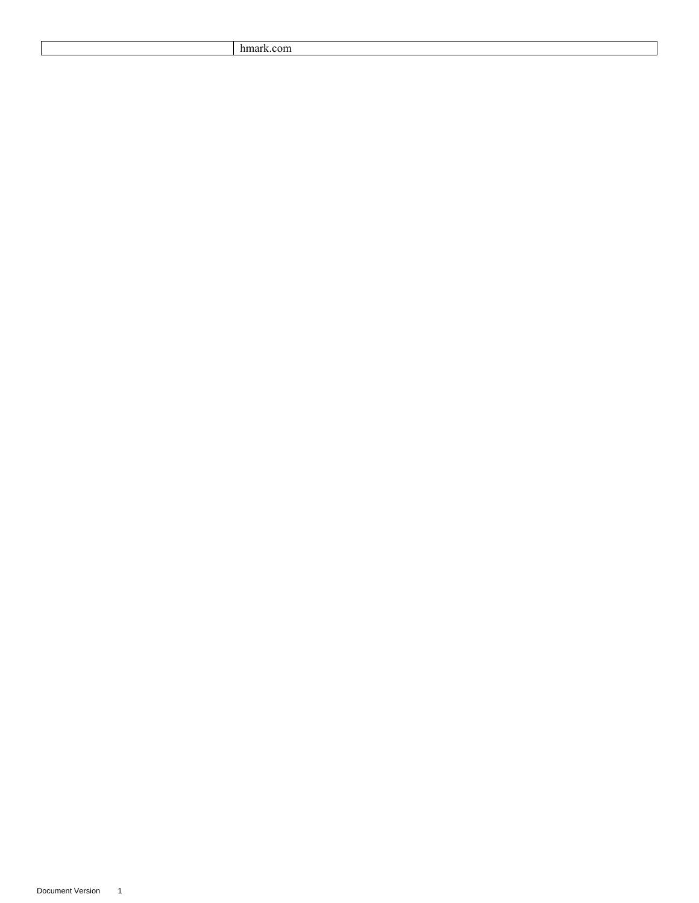| | |
|---|---|
| | hmark.com |

Document Version 1